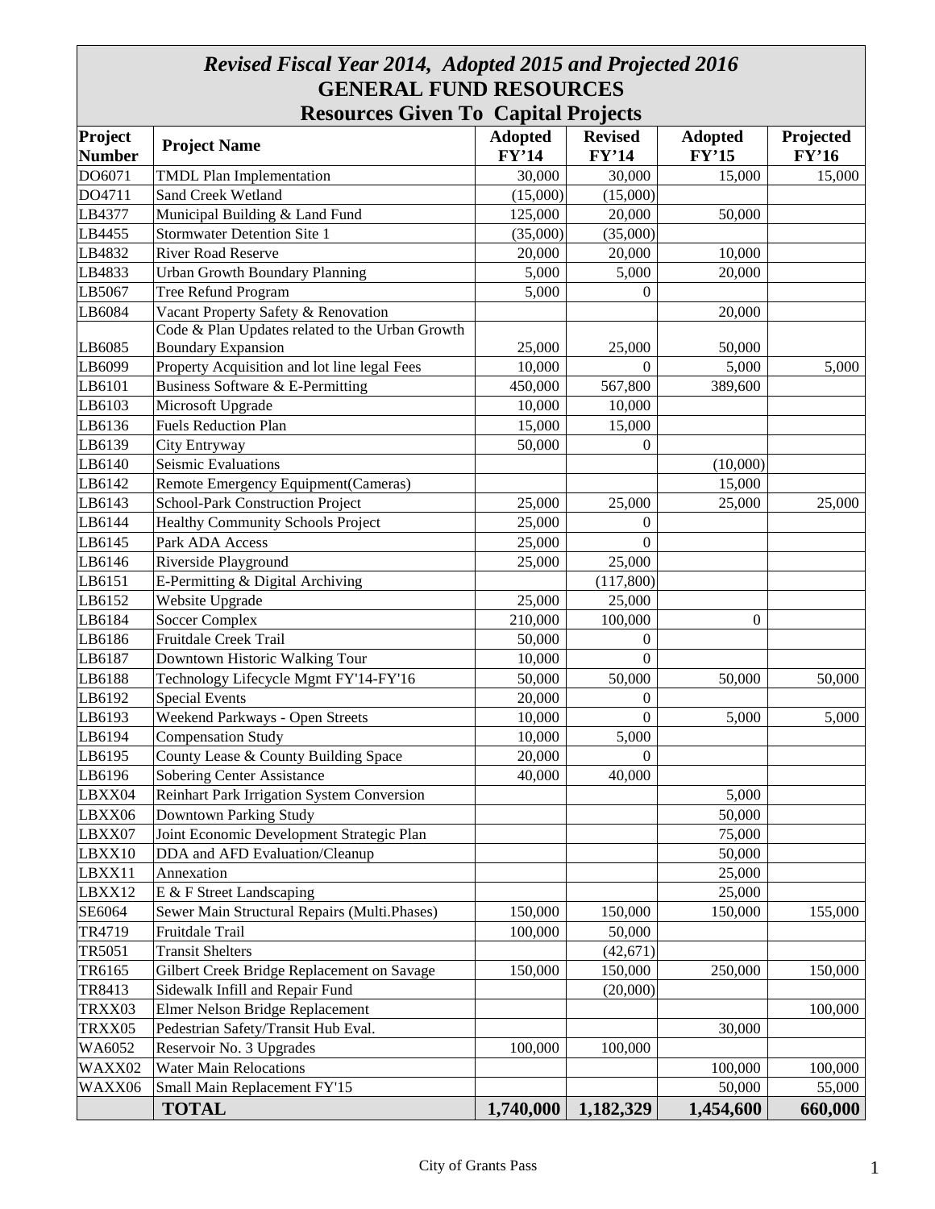# *Revised Fiscal Year 2014, Adopted 2015 and Projected 2016*
## GENERAL FUND RESOURCES
### Resources Given To Capital Projects

| Project Number | Project Name | Adopted FY'14 | Revised FY'14 | Adopted FY'15 | Projected FY'16 |
|---|---|---|---|---|---|
| DO6071 | TMDL Plan Implementation | 30,000 | 30,000 | 15,000 | 15,000 |
| DO4711 | Sand Creek Wetland | (15,000) | (15,000) | | |
| LB4377 | Municipal Building & Land Fund | 125,000 | 20,000 | 50,000 | |
| LB4455 | Stormwater Detention Site 1 | (35,000) | (35,000) | | |
| LB4832 | River Road Reserve | 20,000 | 20,000 | 10,000 | |
| LB4833 | Urban Growth Boundary Planning | 5,000 | 5,000 | 20,000 | |
| LB5067 | Tree Refund Program | 5,000 | 0 | | |
| LB6084 | Vacant Property Safety & Renovation | | | 20,000 | |
| LB6085 | Code & Plan Updates related to the Urban Growth Boundary Expansion | 25,000 | 25,000 | 50,000 | |
| LB6099 | Property Acquisition and lot line legal Fees | 10,000 | 0 | 5,000 | 5,000 |
| LB6101 | Business Software & E-Permitting | 450,000 | 567,800 | 389,600 | |
| LB6103 | Microsoft Upgrade | 10,000 | 10,000 | | |
| LB6136 | Fuels Reduction Plan | 15,000 | 15,000 | | |
| LB6139 | City Entryway | 50,000 | 0 | | |
| LB6140 | Seismic Evaluations | | | (10,000) | |
| LB6142 | Remote Emergency Equipment(Cameras) | | | 15,000 | |
| LB6143 | School-Park Construction Project | 25,000 | 25,000 | 25,000 | 25,000 |
| LB6144 | Healthy Community Schools Project | 25,000 | 0 | | |
| LB6145 | Park ADA Access | 25,000 | 0 | | |
| LB6146 | Riverside Playground | 25,000 | 25,000 | | |
| LB6151 | E-Permitting & Digital Archiving | | (117,800) | | |
| LB6152 | Website Upgrade | 25,000 | 25,000 | | |
| LB6184 | Soccer Complex | 210,000 | 100,000 | 0 | |
| LB6186 | Fruitdale Creek Trail | 50,000 | 0 | | |
| LB6187 | Downtown Historic Walking Tour | 10,000 | 0 | | |
| LB6188 | Technology Lifecycle Mgmt FY'14-FY'16 | 50,000 | 50,000 | 50,000 | 50,000 |
| LB6192 | Special Events | 20,000 | 0 | | |
| LB6193 | Weekend Parkways - Open Streets | 10,000 | 0 | 5,000 | 5,000 |
| LB6194 | Compensation Study | 10,000 | 5,000 | | |
| LB6195 | County Lease & County Building Space | 20,000 | 0 | | |
| LB6196 | Sobering Center Assistance | 40,000 | 40,000 | | |
| LBXX04 | Reinhart Park Irrigation System Conversion | | | 5,000 | |
| LBXX06 | Downtown Parking Study | | | 50,000 | |
| LBXX07 | Joint Economic Development Strategic Plan | | | 75,000 | |
| LBXX10 | DDA and AFD Evaluation/Cleanup | | | 50,000 | |
| LBXX11 | Annexation | | | 25,000 | |
| LBXX12 | E & F Street Landscaping | | | 25,000 | |
| SE6064 | Sewer Main Structural Repairs (Multi.Phases) | 150,000 | 150,000 | 150,000 | 155,000 |
| TR4719 | Fruitdale Trail | 100,000 | 50,000 | | |
| TR5051 | Transit Shelters | | (42,671) | | |
| TR6165 | Gilbert Creek Bridge Replacement on Savage | 150,000 | 150,000 | 250,000 | 150,000 |
| TR8413 | Sidewalk Infill and Repair Fund | | (20,000) | | |
| TRXX03 | Elmer Nelson Bridge Replacement | | | | 100,000 |
| TRXX05 | Pedestrian Safety/Transit Hub Eval. | | | 30,000 | |
| WA6052 | Reservoir No. 3 Upgrades | 100,000 | 100,000 | | |
| WAXX02 | Water Main Relocations | | | 100,000 | 100,000 |
| WAXX06 | Small Main Replacement FY'15 | | | 50,000 | 55,000 |
| | **TOTAL** | **1,740,000** | **1,182,329** | **1,454,600** | **660,000** |

City of Grants Pass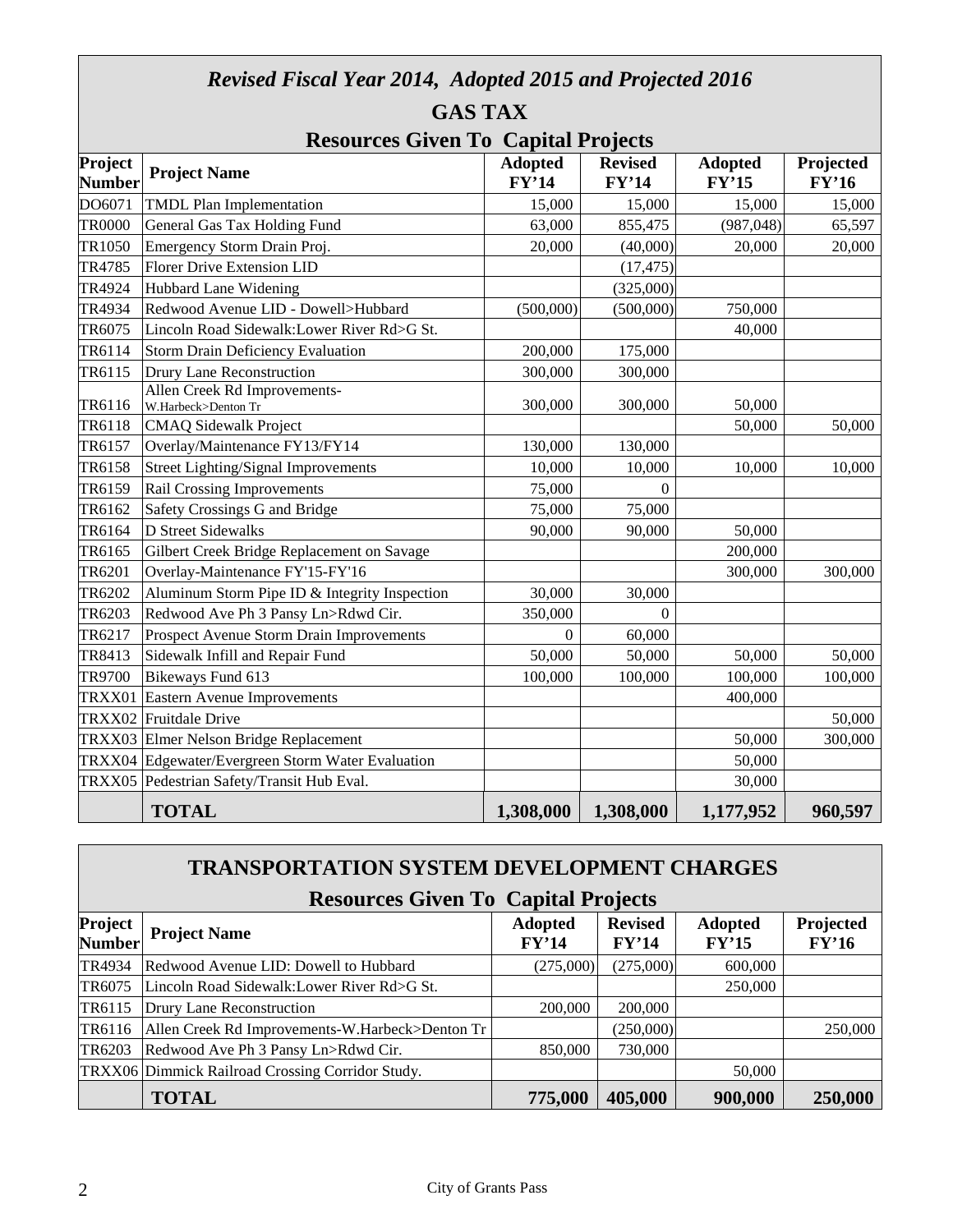# *Revised Fiscal Year 2014, Adopted 2015 and Projected 2016*

## GAS TAX

### Resources Given To Capital Projects

| Project Number | Project Name | Adopted FY'14 | Revised FY'14 | Adopted FY'15 | Projected FY'16 |
|---|---|---|---|---|---|
| DO6071 | TMDL Plan Implementation | 15,000 | 15,000 | 15,000 | 15,000 |
| TR0000 | General Gas Tax Holding Fund | 63,000 | 855,475 | (987,048) | 65,597 |
| TR1050 | Emergency Storm Drain Proj. | 20,000 | (40,000) | 20,000 | 20,000 |
| TR4785 | Florer Drive Extension LID | | (17,475) | | |
| TR4924 | Hubbard Lane Widening | | (325,000) | | |
| TR4934 | Redwood Avenue LID - Dowell>Hubbard | (500,000) | (500,000) | 750,000 | |
| TR6075 | Lincoln Road Sidewalk:Lower River Rd>G St. | | | 40,000 | |
| TR6114 | Storm Drain Deficiency Evaluation | 200,000 | 175,000 | | |
| TR6115 | Drury Lane Reconstruction | 300,000 | 300,000 | | |
| TR6116 | Allen Creek Rd Improvements-W.Harbeck>Denton Tr | 300,000 | 300,000 | 50,000 | |
| TR6118 | CMAQ Sidewalk Project | | | 50,000 | 50,000 |
| TR6157 | Overlay/Maintenance FY13/FY14 | 130,000 | 130,000 | | |
| TR6158 | Street Lighting/Signal Improvements | 10,000 | 10,000 | 10,000 | 10,000 |
| TR6159 | Rail Crossing Improvements | 75,000 | 0 | | |
| TR6162 | Safety Crossings G and Bridge | 75,000 | 75,000 | | |
| TR6164 | D Street Sidewalks | 90,000 | 90,000 | 50,000 | |
| TR6165 | Gilbert Creek Bridge Replacement on Savage | | | 200,000 | |
| TR6201 | Overlay-Maintenance FY'15-FY'16 | | | 300,000 | 300,000 |
| TR6202 | Aluminum Storm Pipe ID & Integrity Inspection | 30,000 | 30,000 | | |
| TR6203 | Redwood Ave Ph 3 Pansy Ln>Rdwd Cir. | 350,000 | 0 | | |
| TR6217 | Prospect Avenue Storm Drain Improvements | 0 | 60,000 | | |
| TR8413 | Sidewalk Infill and Repair Fund | 50,000 | 50,000 | 50,000 | 50,000 |
| TR9700 | Bikeways Fund 613 | 100,000 | 100,000 | 100,000 | 100,000 |
| TRXX01 | Eastern Avenue Improvements | | | 400,000 | |
| TRXX02 | Fruitdale Drive | | | | 50,000 |
| TRXX03 | Elmer Nelson Bridge Replacement | | | 50,000 | 300,000 |
| TRXX04 | Edgewater/Evergreen Storm Water Evaluation | | | 50,000 | |
| TRXX05 | Pedestrian Safety/Transit Hub Eval. | | | 30,000 | |
| | **TOTAL** | **1,308,000** | **1,308,000** | **1,177,952** | **960,597** |

## TRANSPORTATION SYSTEM DEVELOPMENT CHARGES

### Resources Given To Capital Projects

| Project Number | Project Name | Adopted FY'14 | Revised FY'14 | Adopted FY'15 | Projected FY'16 |
|---|---|---|---|---|---|
| TR4934 | Redwood Avenue LID: Dowell to Hubbard | (275,000) | (275,000) | 600,000 | |
| TR6075 | Lincoln Road Sidewalk:Lower River Rd>G St. | | | 250,000 | |
| TR6115 | Drury Lane Reconstruction | 200,000 | 200,000 | | |
| TR6116 | Allen Creek Rd Improvements-W.Harbeck>Denton Tr | | (250,000) | | 250,000 |
| TR6203 | Redwood Ave Ph 3 Pansy Ln>Rdwd Cir. | 850,000 | 730,000 | | |
| TRXX06 | Dimmick Railroad Crossing Corridor Study. | | | 50,000 | |
| | **TOTAL** | **775,000** | **405,000** | **900,000** | **250,000** |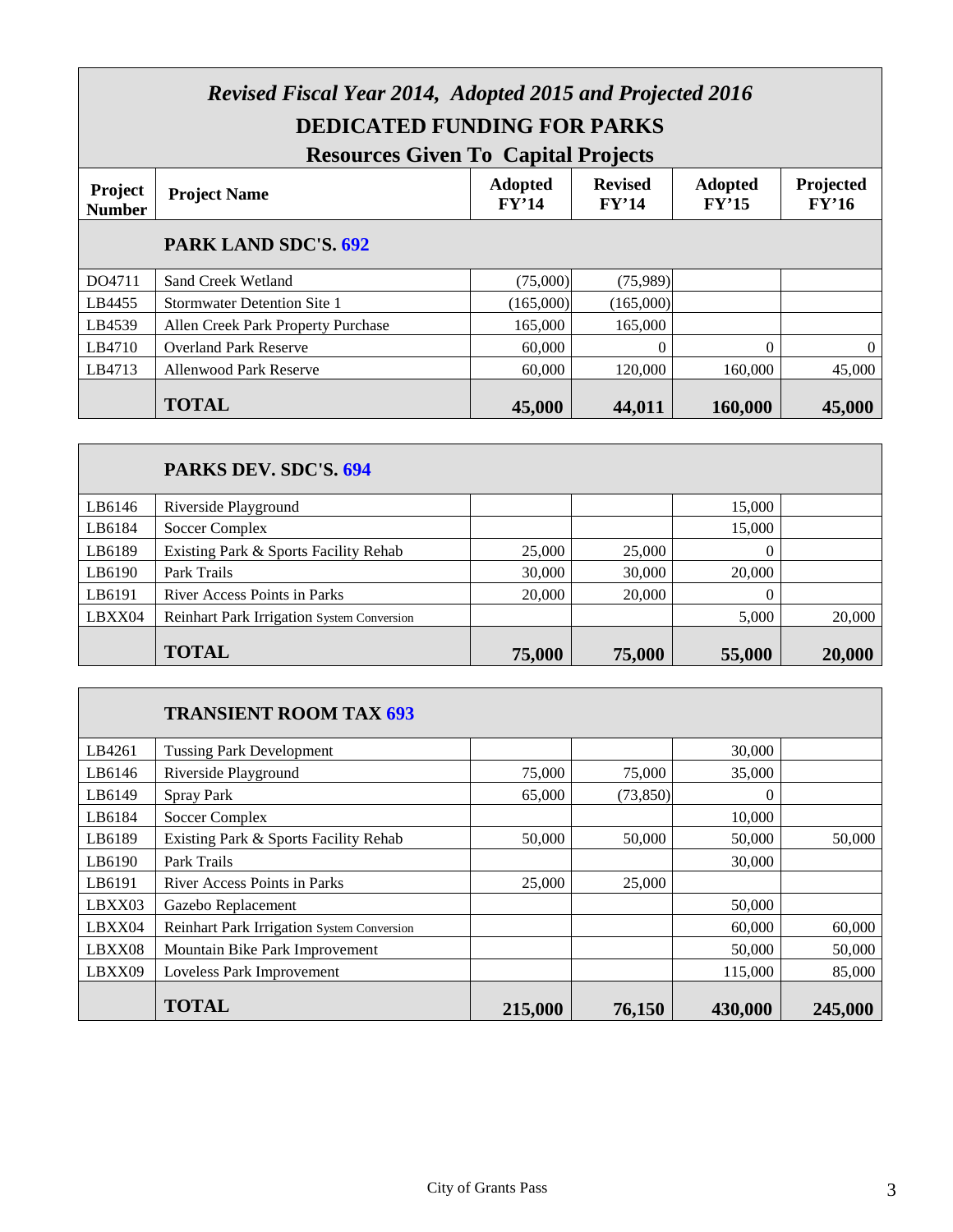# *Revised Fiscal Year 2014, Adopted 2015 and Projected 2016*

## DEDICATED FUNDING FOR PARKS

### Resources Given To Capital Projects

| Project Number | Project Name | Adopted FY'14 | Revised FY'14 | Adopted FY'15 | Projected FY'16 |
|---|---|---|---|---|---|
| | **PARK LAND SDC'S. 692** | | | | |
| DO4711 | Sand Creek Wetland | (75,000) | (75,989) | | |
| LB4455 | Stormwater Detention Site 1 | (165,000) | (165,000) | | |
| LB4539 | Allen Creek Park Property Purchase | 165,000 | 165,000 | | |
| LB4710 | Overland Park Reserve | 60,000 | 0 | 0 | 0 |
| LB4713 | Allenwood Park Reserve | 60,000 | 120,000 | 160,000 | 45,000 |
| | **TOTAL** | **45,000** | **44,011** | **160,000** | **45,000** |

| Project Number | Project Name | Adopted FY'14 | Revised FY'14 | Adopted FY'15 | Projected FY'16 |
|---|---|---|---|---|---|
| | **PARKS DEV. SDC'S. 694** | | | | |
| LB6146 | Riverside Playground | | | 15,000 | |
| LB6184 | Soccer Complex | | | 15,000 | |
| LB6189 | Existing Park & Sports Facility Rehab | 25,000 | 25,000 | 0 | |
| LB6190 | Park Trails | 30,000 | 30,000 | 20,000 | |
| LB6191 | River Access Points in Parks | 20,000 | 20,000 | 0 | |
| LBXX04 | Reinhart Park Irrigation System Conversion | | | 5,000 | 20,000 |
| | **TOTAL** | **75,000** | **75,000** | **55,000** | **20,000** |

| Project Number | Project Name | Adopted FY'14 | Revised FY'14 | Adopted FY'15 | Projected FY'16 |
|---|---|---|---|---|---|
| | **TRANSIENT ROOM TAX 693** | | | | |
| LB4261 | Tussing Park Development | | | 30,000 | |
| LB6146 | Riverside Playground | 75,000 | 75,000 | 35,000 | |
| LB6149 | Spray Park | 65,000 | (73,850) | 0 | |
| LB6184 | Soccer Complex | | | 10,000 | |
| LB6189 | Existing Park & Sports Facility Rehab | 50,000 | 50,000 | 50,000 | 50,000 |
| LB6190 | Park Trails | | | 30,000 | |
| LB6191 | River Access Points in Parks | 25,000 | 25,000 | | |
| LBXX03 | Gazebo Replacement | | | 50,000 | |
| LBXX04 | Reinhart Park Irrigation System Conversion | | | 60,000 | 60,000 |
| LBXX08 | Mountain Bike Park Improvement | | | 50,000 | 50,000 |
| LBXX09 | Loveless Park Improvement | | | 115,000 | 85,000 |
| | **TOTAL** | **215,000** | **76,150** | **430,000** | **245,000** |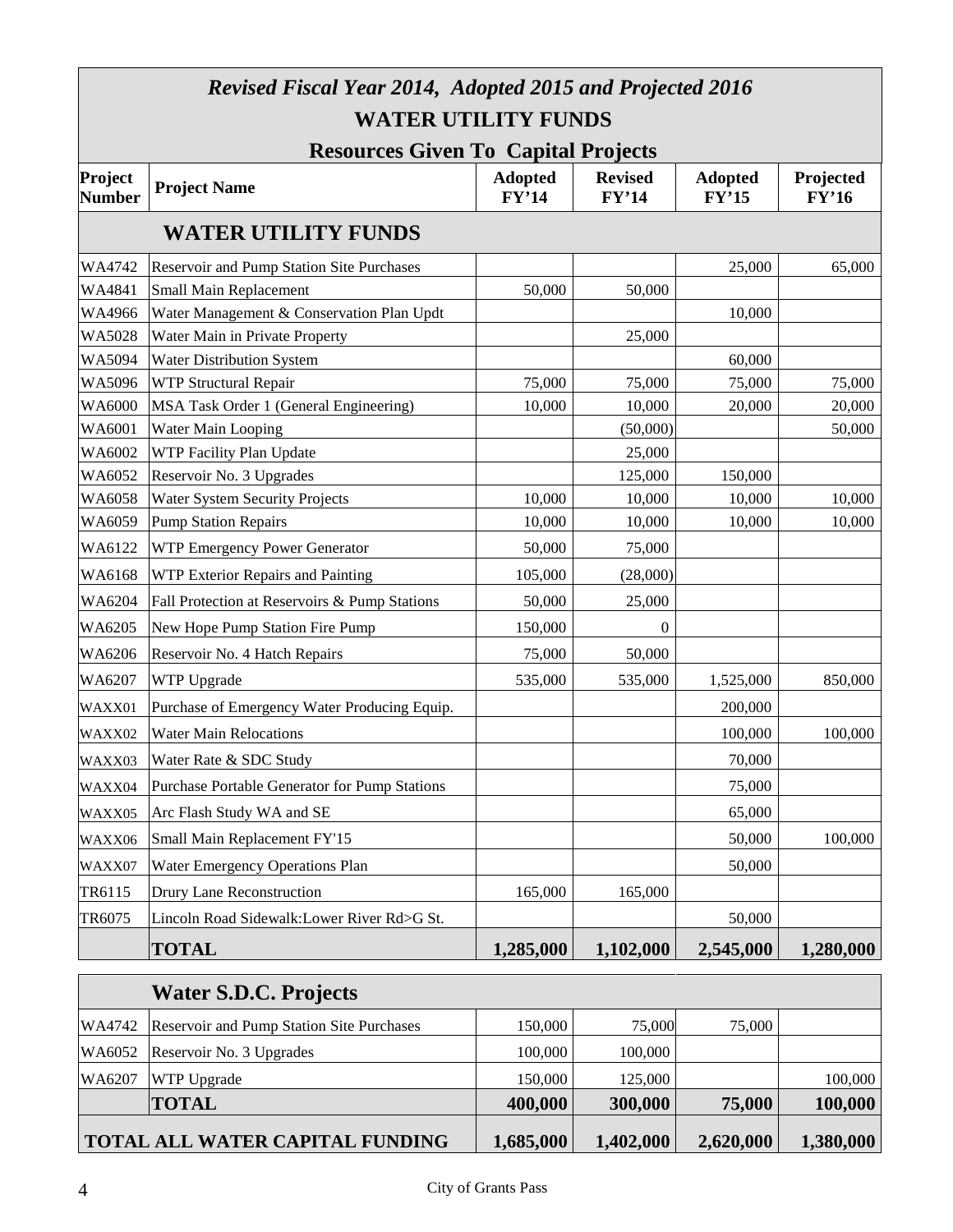# *Revised Fiscal Year 2014, Adopted 2015 and Projected 2016*

## WATER UTILITY FUNDS

## Resources Given To Capital Projects

| Project Number | Project Name | Adopted FY'14 | Revised FY'14 | Adopted FY'15 | Projected FY'16 |
|---|---|---|---|---|---|
| | **WATER UTILITY FUNDS** | | | | |
| WA4742 | Reservoir and Pump Station Site Purchases | | | 25,000 | 65,000 |
| WA4841 | Small Main Replacement | 50,000 | 50,000 | | |
| WA4966 | Water Management & Conservation Plan Updt | | | 10,000 | |
| WA5028 | Water Main in Private Property | | 25,000 | | |
| WA5094 | Water Distribution System | | | 60,000 | |
| WA5096 | WTP Structural Repair | 75,000 | 75,000 | 75,000 | 75,000 |
| WA6000 | MSA Task Order 1 (General Engineering) | 10,000 | 10,000 | 20,000 | 20,000 |
| WA6001 | Water Main Looping | | (50,000) | | 50,000 |
| WA6002 | WTP Facility Plan Update | | 25,000 | | |
| WA6052 | Reservoir No. 3 Upgrades | | 125,000 | 150,000 | |
| WA6058 | Water System Security Projects | 10,000 | 10,000 | 10,000 | 10,000 |
| WA6059 | Pump Station Repairs | 10,000 | 10,000 | 10,000 | 10,000 |
| WA6122 | WTP Emergency Power Generator | 50,000 | 75,000 | | |
| WA6168 | WTP Exterior Repairs and Painting | 105,000 | (28,000) | | |
| WA6204 | Fall Protection at Reservoirs & Pump Stations | 50,000 | 25,000 | | |
| WA6205 | New Hope Pump Station Fire Pump | 150,000 | 0 | | |
| WA6206 | Reservoir No. 4 Hatch Repairs | 75,000 | 50,000 | | |
| WA6207 | WTP Upgrade | 535,000 | 535,000 | 1,525,000 | 850,000 |
| WAXX01 | Purchase of Emergency Water Producing Equip. | | | 200,000 | |
| WAXX02 | Water Main Relocations | | | 100,000 | 100,000 |
| WAXX03 | Water Rate & SDC Study | | | 70,000 | |
| WAXX04 | Purchase Portable Generator for Pump Stations | | | 75,000 | |
| WAXX05 | Arc Flash Study WA and SE | | | 65,000 | |
| WAXX06 | Small Main Replacement FY'15 | | | 50,000 | 100,000 |
| WAXX07 | Water Emergency Operations Plan | | | 50,000 | |
| TR6115 | Drury Lane Reconstruction | 165,000 | 165,000 | | |
| TR6075 | Lincoln Road Sidewalk:Lower River Rd>G St. | | | 50,000 | |
| | **TOTAL** | **1,285,000** | **1,102,000** | **2,545,000** | **1,280,000** |
| | **Water S.D.C. Projects** | | | | |
| WA4742 | Reservoir and Pump Station Site Purchases | 150,000 | 75,000 | 75,000 | |
| WA6052 | Reservoir No. 3 Upgrades | 100,000 | 100,000 | | |
| WA6207 | WTP Upgrade | 150,000 | 125,000 | | 100,000 |
| | **TOTAL** | **400,000** | **300,000** | **75,000** | **100,000** |
| | **TOTAL ALL WATER CAPITAL FUNDING** | **1,685,000** | **1,402,000** | **2,620,000** | **1,380,000** |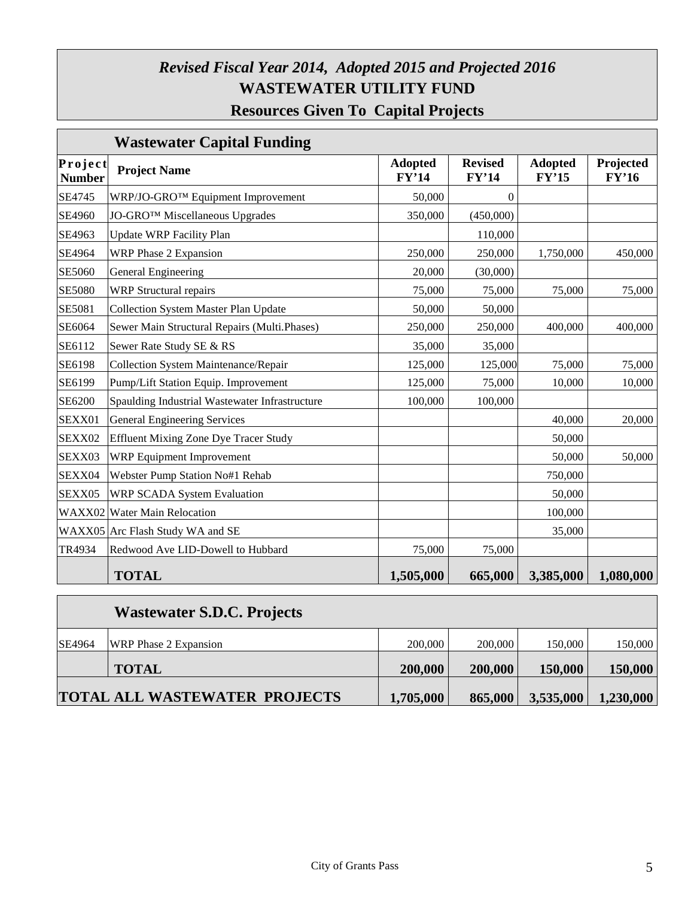# *Revised Fiscal Year 2014, Adopted 2015 and Projected 2016*
# WASTEWATER UTILITY FUND
## Resources Given To Capital Projects

### Wastewater Capital Funding

| Project Number | Project Name | Adopted FY'14 | Revised FY'14 | Adopted FY'15 | Projected FY'16 |
|---|---|---|---|---|---|
| SE4745 | WRP/JO-GRO™ Equipment Improvement | 50,000 | 0 | | |
| SE4960 | JO-GRO™ Miscellaneous Upgrades | 350,000 | (450,000) | | |
| SE4963 | Update WRP Facility Plan | | 110,000 | | |
| SE4964 | WRP Phase 2 Expansion | 250,000 | 250,000 | 1,750,000 | 450,000 |
| SE5060 | General Engineering | 20,000 | (30,000) | | |
| SE5080 | WRP Structural repairs | 75,000 | 75,000 | 75,000 | 75,000 |
| SE5081 | Collection System Master Plan Update | 50,000 | 50,000 | | |
| SE6064 | Sewer Main Structural Repairs (Multi.Phases) | 250,000 | 250,000 | 400,000 | 400,000 |
| SE6112 | Sewer Rate Study SE & RS | 35,000 | 35,000 | | |
| SE6198 | Collection System Maintenance/Repair | 125,000 | 125,000 | 75,000 | 75,000 |
| SE6199 | Pump/Lift Station Equip. Improvement | 125,000 | 75,000 | 10,000 | 10,000 |
| SE6200 | Spaulding Industrial Wastewater Infrastructure | 100,000 | 100,000 | | |
| SEXX01 | General Engineering Services | | | 40,000 | 20,000 |
| SEXX02 | Effluent Mixing Zone Dye Tracer Study | | | 50,000 | |
| SEXX03 | WRP Equipment Improvement | | | 50,000 | 50,000 |
| SEXX04 | Webster Pump Station No#1 Rehab | | | 750,000 | |
| SEXX05 | WRP SCADA System Evaluation | | | 50,000 | |
| WAXX02 | Water Main Relocation | | | 100,000 | |
| WAXX05 | Arc Flash Study WA and SE | | | 35,000 | |
| TR4934 | Redwood Ave LID-Dowell to Hubbard | 75,000 | 75,000 | | |
| | **TOTAL** | **1,505,000** | **665,000** | **3,385,000** | **1,080,000** |

### Wastewater S.D.C. Projects

| Project Number | Project Name | Adopted FY'14 | Revised FY'14 | Adopted FY'15 | Projected FY'16 |
|---|---|---|---|---|---|
| SE4964 | WRP Phase 2 Expansion | 200,000 | 200,000 | 150,000 | 150,000 |
| | **TOTAL** | **200,000** | **200,000** | **150,000** | **150,000** |
| | **TOTAL ALL WASTEWATER PROJECTS** | **1,705,000** | **865,000** | **3,535,000** | **1,230,000** |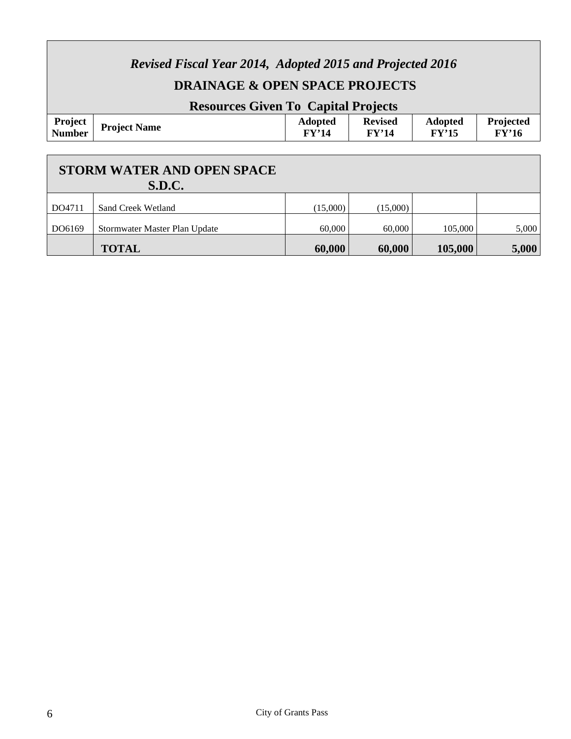*Revised Fiscal Year 2014, Adopted 2015 and Projected 2016*

## DRAINAGE & OPEN SPACE PROJECTS

### Resources Given To Capital Projects

| Project Number | Project Name | Adopted FY'14 | Revised FY'14 | Adopted FY'15 | Projected FY'16 |
|---|---|---|---|---|---|
| | **STORM WATER AND OPEN SPACE S.D.C.** | | | | |
| DO4711 | Sand Creek Wetland | (15,000) | (15,000) | | |
| DO6169 | Stormwater Master Plan Update | 60,000 | 60,000 | 105,000 | 5,000 |
| | **TOTAL** | **60,000** | **60,000** | **105,000** | **5,000** |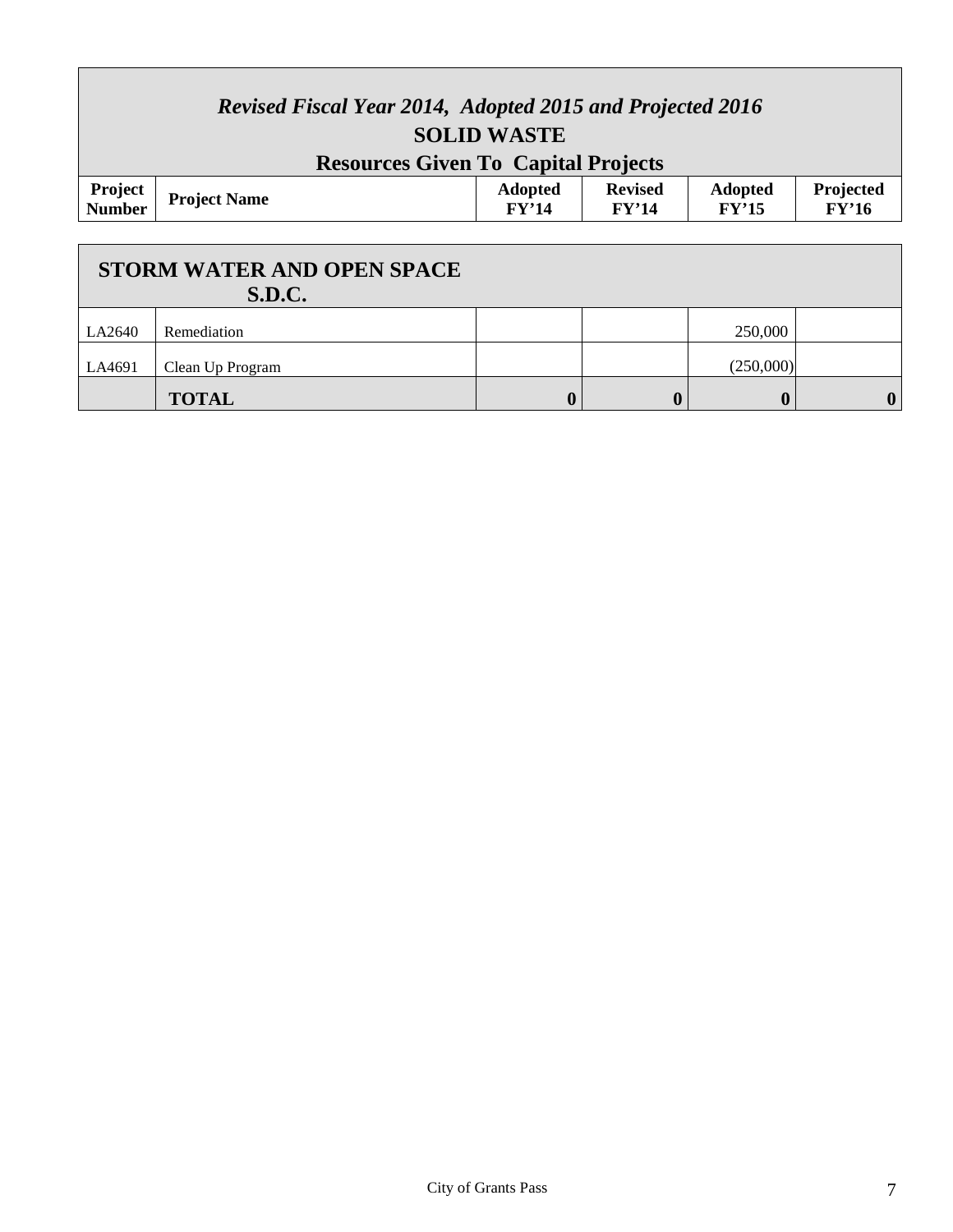# *Revised Fiscal Year 2014, Adopted 2015 and Projected 2016*

## SOLID WASTE

## Resources Given To Capital Projects

| Project Number | Project Name | Adopted FY'14 | Revised FY'14 | Adopted FY'15 | Projected FY'16 |
|---|---|---|---|---|---|
| **STORM WATER AND OPEN SPACE S.D.C.** | | | | | |
| LA2640 | Remediation | | | 250,000 | |
| LA4691 | Clean Up Program | | | (250,000) | |
| | **TOTAL** | **0** | **0** | **0** | **0** |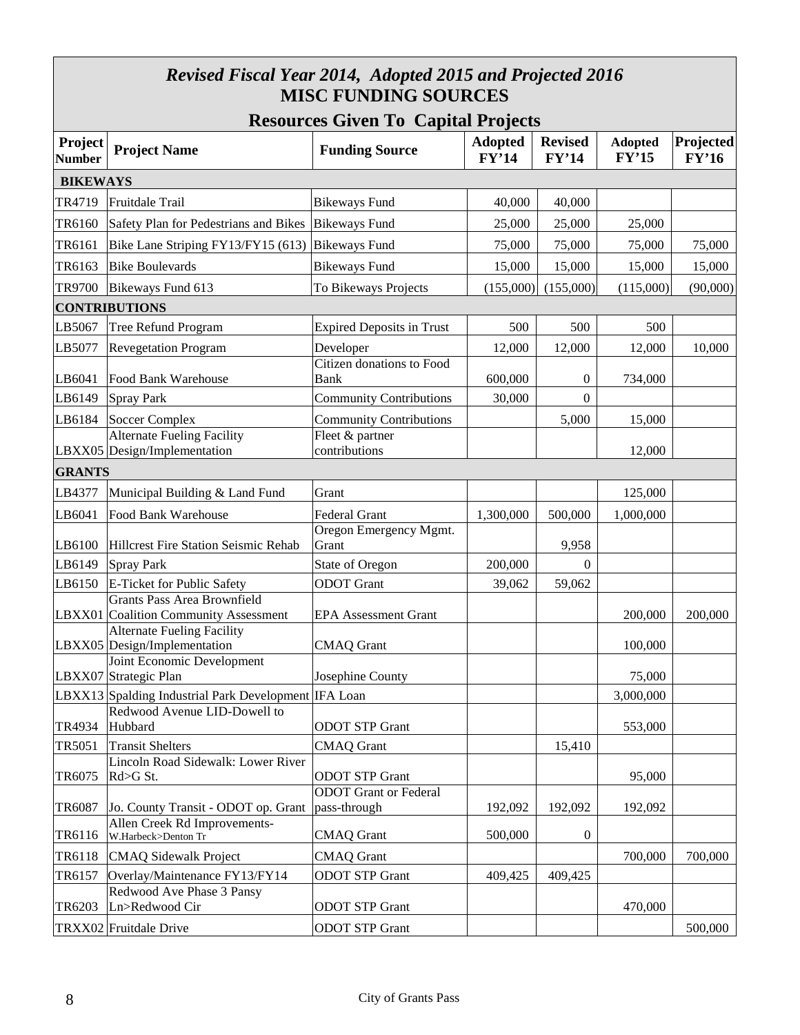# *Revised Fiscal Year 2014, Adopted 2015 and Projected 2016*

## MISC FUNDING SOURCES

### Resources Given To Capital Projects

| Project Number | Project Name | Funding Source | Adopted FY'14 | Revised FY'14 | Adopted FY'15 | Projected FY'16 |
|---|---|---|---|---|---|---|
| **BIKEWAYS** | | | | | | |
| TR4719 | Fruitdale Trail | Bikeways Fund | 40,000 | 40,000 | | |
| TR6160 | Safety Plan for Pedestrians and Bikes | Bikeways Fund | 25,000 | 25,000 | 25,000 | |
| TR6161 | Bike Lane Striping FY13/FY15 (613) | Bikeways Fund | 75,000 | 75,000 | 75,000 | 75,000 |
| TR6163 | Bike Boulevards | Bikeways Fund | 15,000 | 15,000 | 15,000 | 15,000 |
| TR9700 | Bikeways Fund 613 | To Bikeways Projects | (155,000) | (155,000) | (115,000) | (90,000) |
| **CONTRIBUTIONS** | | | | | | |
| LB5067 | Tree Refund Program | Expired Deposits in Trust | 500 | 500 | 500 | |
| LB5077 | Revegetation Program | Developer | 12,000 | 12,000 | 12,000 | 10,000 |
| LB6041 | Food Bank Warehouse | Citizen donations to Food Bank | 600,000 | 0 | 734,000 | |
| LB6149 | Spray Park | Community Contributions | 30,000 | 0 | | |
| LB6184 | Soccer Complex | Community Contributions | | 5,000 | 15,000 | |
| LBXX05 | Alternate Fueling Facility Design/Implementation | Fleet & partner contributions | | | 12,000 | |
| **GRANTS** | | | | | | |
| LB4377 | Municipal Building & Land Fund | Grant | | | 125,000 | |
| LB6041 | Food Bank Warehouse | Federal Grant | 1,300,000 | 500,000 | 1,000,000 | |
| LB6100 | Hillcrest Fire Station Seismic Rehab | Oregon Emergency Mgmt. Grant | | 9,958 | | |
| LB6149 | Spray Park | State of Oregon | 200,000 | 0 | | |
| LB6150 | E-Ticket for Public Safety | ODOT Grant | 39,062 | 59,062 | | |
| LBXX01 | Grants Pass Area Brownfield Coalition Community Assessment | EPA Assessment Grant | | | 200,000 | 200,000 |
| LBXX05 | Alternate Fueling Facility Design/Implementation | CMAQ Grant | | | 100,000 | |
| LBXX07 | Joint Economic Development Strategic Plan | Josephine County | | | 75,000 | |
| LBXX13 | Spalding Industrial Park Development | IFA Loan | | | 3,000,000 | |
| TR4934 | Redwood Avenue LID-Dowell to Hubbard | ODOT STP Grant | | | 553,000 | |
| TR5051 | Transit Shelters | CMAQ Grant | | 15,410 | | |
| TR6075 | Lincoln Road Sidewalk: Lower River Rd>G St. | ODOT STP Grant | | | 95,000 | |
| TR6087 | Jo. County Transit - ODOT op. Grant | ODOT Grant or Federal pass-through | 192,092 | 192,092 | 192,092 | |
| TR6116 | Allen Creek Rd Improvements-W.Harbeck>Denton Tr | CMAQ Grant | 500,000 | 0 | | |
| TR6118 | CMAQ Sidewalk Project | CMAQ Grant | | | 700,000 | 700,000 |
| TR6157 | Overlay/Maintenance FY13/FY14 | ODOT STP Grant | 409,425 | 409,425 | | |
| TR6203 | Redwood Ave Phase 3 Pansy Ln>Redwood Cir | ODOT STP Grant | | | 470,000 | |
| TRXX02 | Fruitdale Drive | ODOT STP Grant | | | | 500,000 |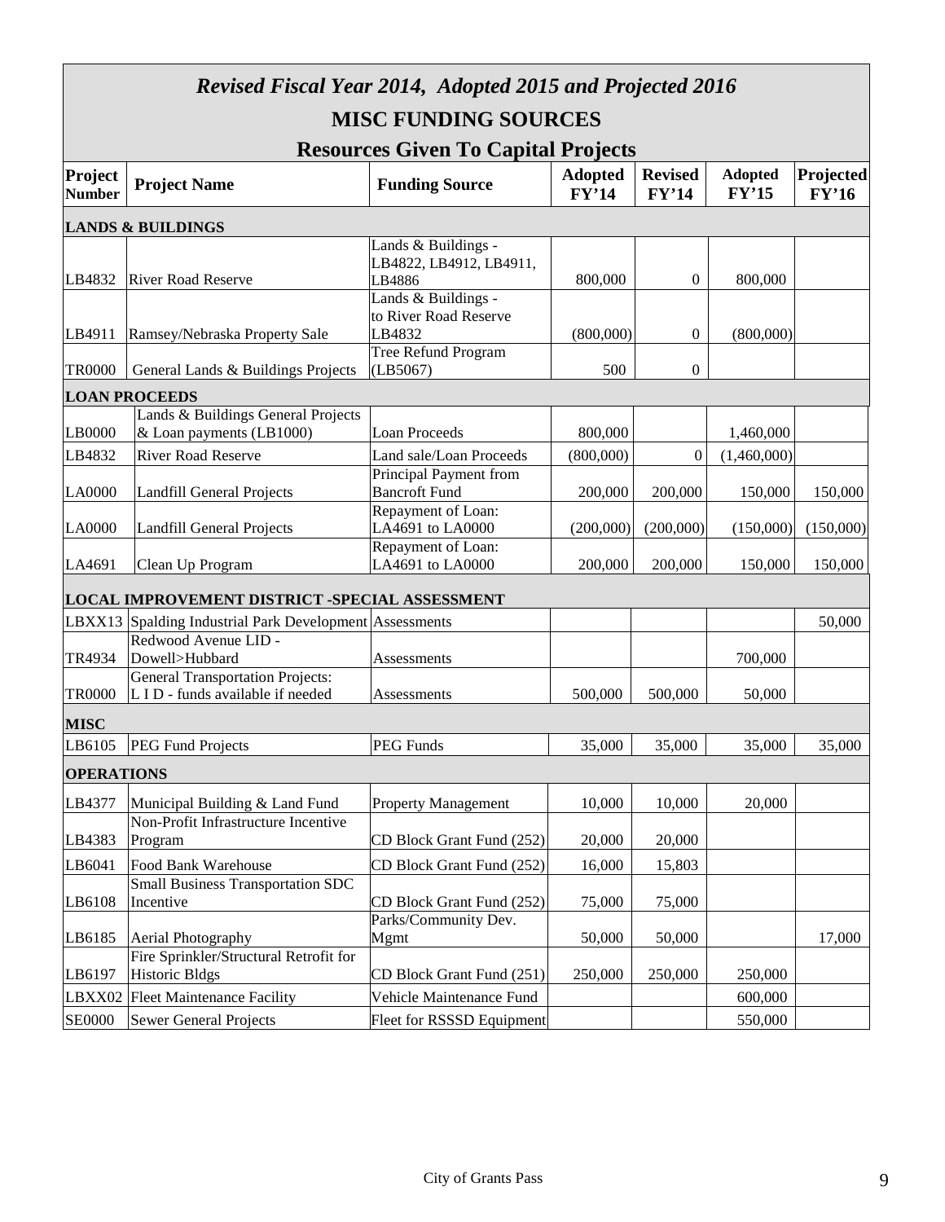# *Revised Fiscal Year 2014, Adopted 2015 and Projected 2016*

## MISC FUNDING SOURCES

### Resources Given To Capital Projects

| Project Number | Project Name | Funding Source | Adopted FY'14 | Revised FY'14 | Adopted FY'15 | Projected FY'16 |
|---|---|---|---|---|---|---|
| **LANDS & BUILDINGS** | | | | | | |
| LB4832 | River Road Reserve | Lands & Buildings - LB4822, LB4912, LB4911, LB4886 | 800,000 | 0 | 800,000 | |
| LB4911 | Ramsey/Nebraska Property Sale | Lands & Buildings - to River Road Reserve LB4832 | (800,000) | 0 | (800,000) | |
| TR0000 | General Lands & Buildings Projects | Tree Refund Program (LB5067) | 500 | 0 | | |
| **LOAN PROCEEDS** | | | | | | |
| LB0000 | Lands & Buildings General Projects & Loan payments (LB1000) | Loan Proceeds | 800,000 | | 1,460,000 | |
| LB4832 | River Road Reserve | Land sale/Loan Proceeds | (800,000) | 0 | (1,460,000) | |
| LA0000 | Landfill General Projects | Principal Payment from Bancroft Fund | 200,000 | 200,000 | 150,000 | 150,000 |
| LA0000 | Landfill General Projects | Repayment of Loan: LA4691 to LA0000 | (200,000) | (200,000) | (150,000) | (150,000) |
| LA4691 | Clean Up Program | Repayment of Loan: LA4691 to LA0000 | 200,000 | 200,000 | 150,000 | 150,000 |
| **LOCAL IMPROVEMENT DISTRICT -SPECIAL ASSESSMENT** | | | | | | |
| LBXX13 | Spalding Industrial Park Development | Assessments | | | | 50,000 |
| TR4934 | Redwood Avenue LID - Dowell>Hubbard | Assessments | | | 700,000 | |
| TR0000 | General Transportation Projects: L I D - funds available if needed | Assessments | 500,000 | 500,000 | 50,000 | |
| **MISC** | | | | | | |
| LB6105 | PEG Fund Projects | PEG Funds | 35,000 | 35,000 | 35,000 | 35,000 |
| **OPERATIONS** | | | | | | |
| LB4377 | Municipal Building & Land Fund | Property Management | 10,000 | 10,000 | 20,000 | |
| LB4383 | Non-Profit Infrastructure Incentive Program | CD Block Grant Fund (252) | 20,000 | 20,000 | | |
| LB6041 | Food Bank Warehouse | CD Block Grant Fund (252) | 16,000 | 15,803 | | |
| LB6108 | Small Business Transportation SDC Incentive | CD Block Grant Fund (252) | 75,000 | 75,000 | | |
| LB6185 | Aerial Photography | Parks/Community Dev. Mgmt | 50,000 | 50,000 | | 17,000 |
| LB6197 | Fire Sprinkler/Structural Retrofit for Historic Bldgs | CD Block Grant Fund (251) | 250,000 | 250,000 | 250,000 | |
| LBXX02 | Fleet Maintenance Facility | Vehicle Maintenance Fund | | | 600,000 | |
| SE0000 | Sewer General Projects | Fleet for RSSSD Equipment | | | 550,000 | |

City of Grants Pass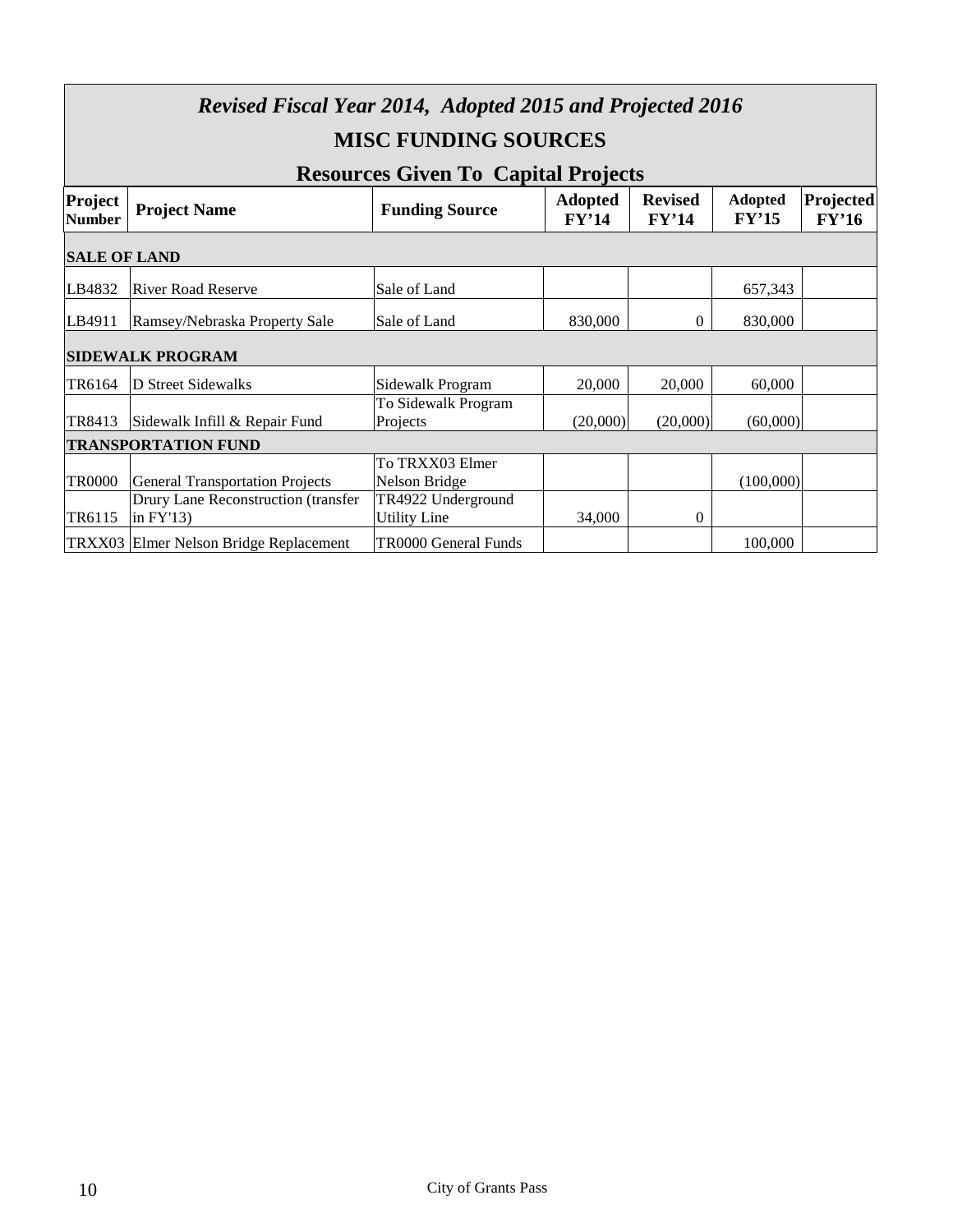# *Revised Fiscal Year 2014, Adopted 2015 and Projected 2016*

## MISC FUNDING SOURCES

## Resources Given To Capital Projects

| Project Number | Project Name | Funding Source | Adopted FY'14 | Revised FY'14 | Adopted FY'15 | Projected FY'16 |
|---|---|---|---|---|---|---|
| **SALE OF LAND** | | | | | | |
| LB4832 | River Road Reserve | Sale of Land | | | 657,343 | |
| LB4911 | Ramsey/Nebraska Property Sale | Sale of Land | 830,000 | 0 | 830,000 | |
| **SIDEWALK PROGRAM** | | | | | | |
| TR6164 | D Street Sidewalks | Sidewalk Program | 20,000 | 20,000 | 60,000 | |
| TR8413 | Sidewalk Infill & Repair Fund | To Sidewalk Program Projects | (20,000) | (20,000) | (60,000) | |
| **TRANSPORTATION FUND** | | | | | | |
| TR0000 | General Transportation Projects | To TRXX03 Elmer Nelson Bridge | | | (100,000) | |
| TR6115 | Drury Lane Reconstruction (transfer in FY'13) | TR4922 Underground Utility Line | 34,000 | 0 | | |
| TRXX03 | Elmer Nelson Bridge Replacement | TR0000 General Funds | | | 100,000 | |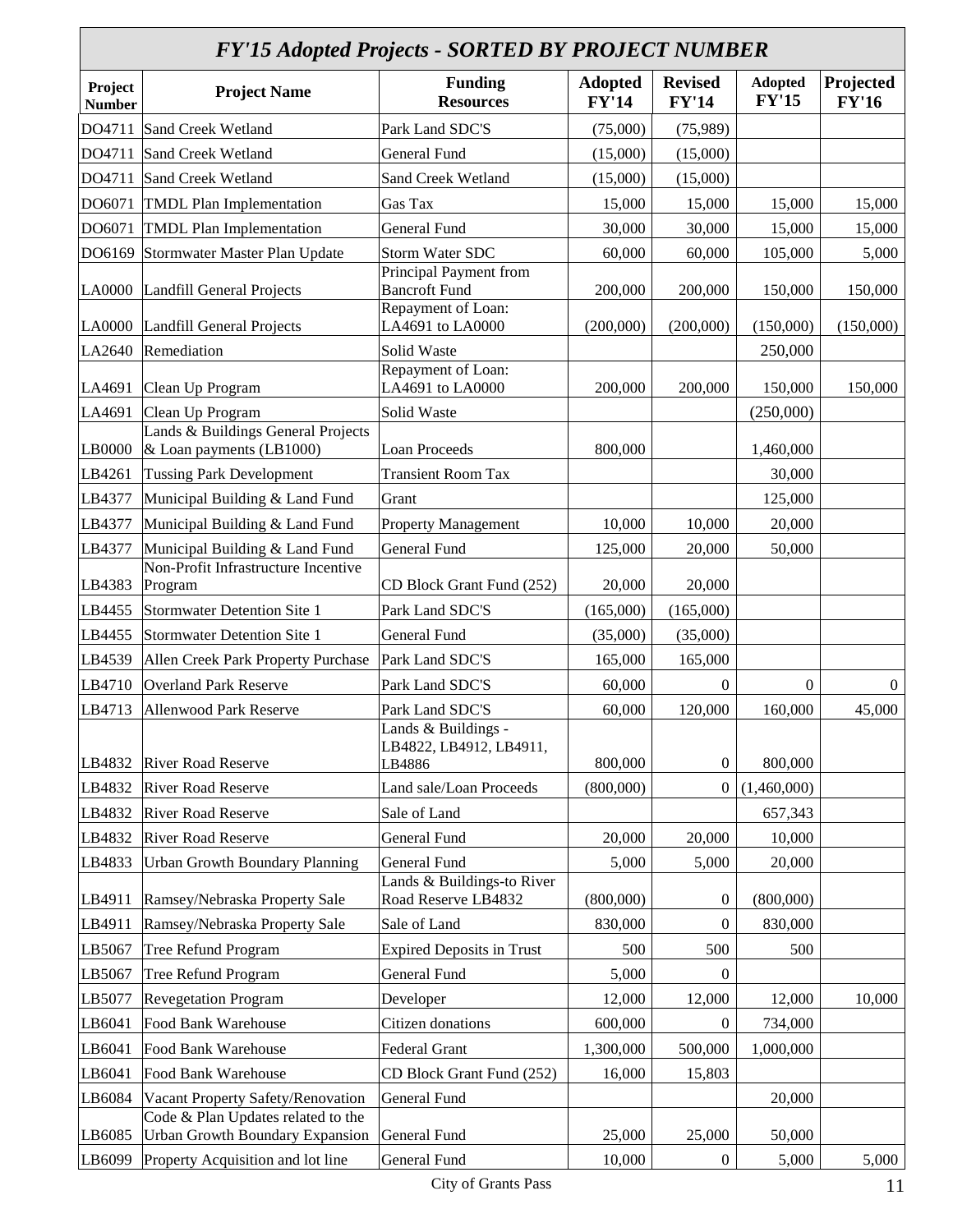## *FY'15 Adopted Projects - SORTED BY PROJECT NUMBER*

| Project Number | Project Name | Funding Resources | Adopted FY'14 | Revised FY'14 | Adopted FY'15 | Projected FY'16 |
|---|---|---|---|---|---|---|
| DO4711 | Sand Creek Wetland | Park Land SDC'S | (75,000) | (75,989) | | |
| DO4711 | Sand Creek Wetland | General Fund | (15,000) | (15,000) | | |
| DO4711 | Sand Creek Wetland | Sand Creek Wetland | (15,000) | (15,000) | | |
| DO6071 | TMDL Plan Implementation | Gas Tax | 15,000 | 15,000 | 15,000 | 15,000 |
| DO6071 | TMDL Plan Implementation | General Fund | 30,000 | 30,000 | 15,000 | 15,000 |
| DO6169 | Stormwater Master Plan Update | Storm Water SDC | 60,000 | 60,000 | 105,000 | 5,000 |
| LA0000 | Landfill General Projects | Principal Payment from Bancroft Fund | 200,000 | 200,000 | 150,000 | 150,000 |
| LA0000 | Landfill General Projects | Repayment of Loan: LA4691 to LA0000 | (200,000) | (200,000) | (150,000) | (150,000) |
| LA2640 | Remediation | Solid Waste | | | 250,000 | |
| LA4691 | Clean Up Program | Repayment of Loan: LA4691 to LA0000 | 200,000 | 200,000 | 150,000 | 150,000 |
| LA4691 | Clean Up Program | Solid Waste | | | (250,000) | |
| LB0000 | Lands & Buildings General Projects & Loan payments (LB1000) | Loan Proceeds | 800,000 | | 1,460,000 | |
| LB4261 | Tussing Park Development | Transient Room Tax | | | 30,000 | |
| LB4377 | Municipal Building & Land Fund | Grant | | | 125,000 | |
| LB4377 | Municipal Building & Land Fund | Property Management | 10,000 | 10,000 | 20,000 | |
| LB4377 | Municipal Building & Land Fund | General Fund | 125,000 | 20,000 | 50,000 | |
| LB4383 | Non-Profit Infrastructure Incentive Program | CD Block Grant Fund (252) | 20,000 | 20,000 | | |
| LB4455 | Stormwater Detention Site 1 | Park Land SDC'S | (165,000) | (165,000) | | |
| LB4455 | Stormwater Detention Site 1 | General Fund | (35,000) | (35,000) | | |
| LB4539 | Allen Creek Park Property Purchase | Park Land SDC'S | 165,000 | 165,000 | | |
| LB4710 | Overland Park Reserve | Park Land SDC'S | 60,000 | 0 | 0 | 0 |
| LB4713 | Allenwood Park Reserve | Park Land SDC'S | 60,000 | 120,000 | 160,000 | 45,000 |
| LB4832 | River Road Reserve | Lands & Buildings - LB4822, LB4912, LB4911, LB4886 | 800,000 | 0 | 800,000 | |
| LB4832 | River Road Reserve | Land sale/Loan Proceeds | (800,000) | 0 | (1,460,000) | |
| LB4832 | River Road Reserve | Sale of Land | | | 657,343 | |
| LB4832 | River Road Reserve | General Fund | 20,000 | 20,000 | 10,000 | |
| LB4833 | Urban Growth Boundary Planning | General Fund | 5,000 | 5,000 | 20,000 | |
| LB4911 | Ramsey/Nebraska Property Sale | Lands & Buildings-to River Road Reserve LB4832 | (800,000) | 0 | (800,000) | |
| LB4911 | Ramsey/Nebraska Property Sale | Sale of Land | 830,000 | 0 | 830,000 | |
| LB5067 | Tree Refund Program | Expired Deposits in Trust | 500 | 500 | 500 | |
| LB5067 | Tree Refund Program | General Fund | 5,000 | 0 | | |
| LB5077 | Revegetation Program | Developer | 12,000 | 12,000 | 12,000 | 10,000 |
| LB6041 | Food Bank Warehouse | Citizen donations | 600,000 | 0 | 734,000 | |
| LB6041 | Food Bank Warehouse | Federal Grant | 1,300,000 | 500,000 | 1,000,000 | |
| LB6041 | Food Bank Warehouse | CD Block Grant Fund (252) | 16,000 | 15,803 | | |
| LB6084 | Vacant Property Safety/Renovation | General Fund | | | 20,000 | |
| LB6085 | Code & Plan Updates related to the Urban Growth Boundary Expansion | General Fund | 25,000 | 25,000 | 50,000 | |
| LB6099 | Property Acquisition and lot line | General Fund | 10,000 | 0 | 5,000 | 5,000 |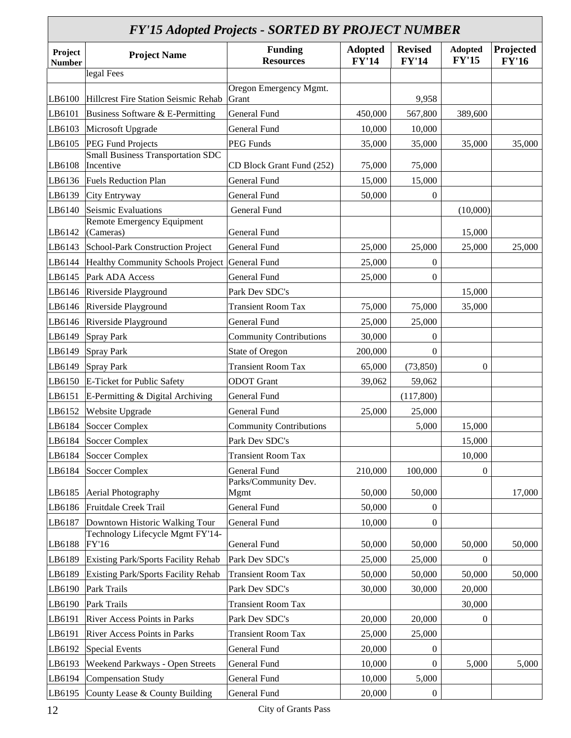## *FY'15 Adopted Projects - SORTED BY PROJECT NUMBER*

| Project Number | Project Name | Funding Resources | Adopted FY'14 | Revised FY'14 | Adopted FY'15 | Projected FY'16 |
|---|---|---|---|---|---|---|
| | legal Fees | | | | | |
| LB6100 | Hillcrest Fire Station Seismic Rehab | Oregon Emergency Mgmt. Grant | | 9,958 | | |
| LB6101 | Business Software & E-Permitting | General Fund | 450,000 | 567,800 | 389,600 | |
| LB6103 | Microsoft Upgrade | General Fund | 10,000 | 10,000 | | |
| LB6105 | PEG Fund Projects | PEG Funds | 35,000 | 35,000 | 35,000 | 35,000 |
| LB6108 | Small Business Transportation SDC Incentive | CD Block Grant Fund (252) | 75,000 | 75,000 | | |
| LB6136 | Fuels Reduction Plan | General Fund | 15,000 | 15,000 | | |
| LB6139 | City Entryway | General Fund | 50,000 | 0 | | |
| LB6140 | Seismic Evaluations | General Fund | | | (10,000) | |
| LB6142 | Remote Emergency Equipment (Cameras) | General Fund | | | 15,000 | |
| LB6143 | School-Park Construction Project | General Fund | 25,000 | 25,000 | 25,000 | 25,000 |
| LB6144 | Healthy Community Schools Project | General Fund | 25,000 | 0 | | |
| LB6145 | Park ADA Access | General Fund | 25,000 | 0 | | |
| LB6146 | Riverside Playground | Park Dev SDC's | | | 15,000 | |
| LB6146 | Riverside Playground | Transient Room Tax | 75,000 | 75,000 | 35,000 | |
| LB6146 | Riverside Playground | General Fund | 25,000 | 25,000 | | |
| LB6149 | Spray Park | Community Contributions | 30,000 | 0 | | |
| LB6149 | Spray Park | State of Oregon | 200,000 | 0 | | |
| LB6149 | Spray Park | Transient Room Tax | 65,000 | (73,850) | 0 | |
| LB6150 | E-Ticket for Public Safety | ODOT Grant | 39,062 | 59,062 | | |
| LB6151 | E-Permitting & Digital Archiving | General Fund | | (117,800) | | |
| LB6152 | Website Upgrade | General Fund | 25,000 | 25,000 | | |
| LB6184 | Soccer Complex | Community Contributions | | 5,000 | 15,000 | |
| LB6184 | Soccer Complex | Park Dev SDC's | | | 15,000 | |
| LB6184 | Soccer Complex | Transient Room Tax | | | 10,000 | |
| LB6184 | Soccer Complex | General Fund | 210,000 | 100,000 | 0 | |
| LB6185 | Aerial Photography | Parks/Community Dev. Mgmt | 50,000 | 50,000 | | 17,000 |
| LB6186 | Fruitdale Creek Trail | General Fund | 50,000 | 0 | | |
| LB6187 | Downtown Historic Walking Tour | General Fund | 10,000 | 0 | | |
| LB6188 | Technology Lifecycle Mgmt FY'14-FY'16 | General Fund | 50,000 | 50,000 | 50,000 | 50,000 |
| LB6189 | Existing Park/Sports Facility Rehab | Park Dev SDC's | 25,000 | 25,000 | 0 | |
| LB6189 | Existing Park/Sports Facility Rehab | Transient Room Tax | 50,000 | 50,000 | 50,000 | 50,000 |
| LB6190 | Park Trails | Park Dev SDC's | 30,000 | 30,000 | 20,000 | |
| LB6190 | Park Trails | Transient Room Tax | | | 30,000 | |
| LB6191 | River Access Points in Parks | Park Dev SDC's | 20,000 | 20,000 | 0 | |
| LB6191 | River Access Points in Parks | Transient Room Tax | 25,000 | 25,000 | | |
| LB6192 | Special Events | General Fund | 20,000 | 0 | | |
| LB6193 | Weekend Parkways - Open Streets | General Fund | 10,000 | 0 | 5,000 | 5,000 |
| LB6194 | Compensation Study | General Fund | 10,000 | 5,000 | | |
| LB6195 | County Lease & County Building | General Fund | 20,000 | 0 | | |

City of Grants Pass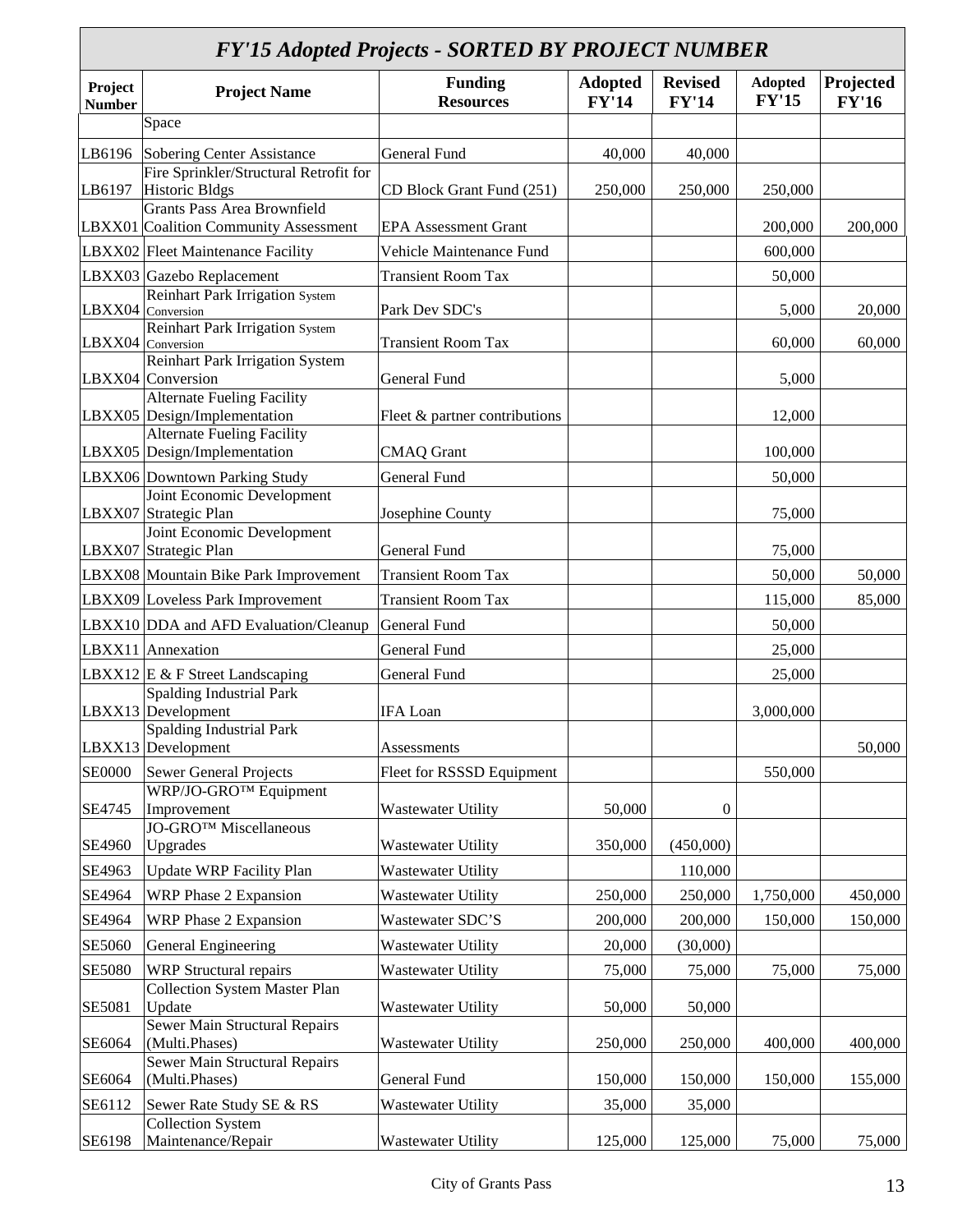## *FY'15 Adopted Projects - SORTED BY PROJECT NUMBER*

| Project Number | Project Name | Funding Resources | Adopted FY'14 | Revised FY'14 | Adopted FY'15 | Projected FY'16 |
|---|---|---|---|---|---|---|
| | Space | | | | | |
| LB6196 | Sobering Center Assistance | General Fund | 40,000 | 40,000 | | |
| LB6197 | Fire Sprinkler/Structural Retrofit for Historic Bldgs | CD Block Grant Fund (251) | 250,000 | 250,000 | 250,000 | |
| LBXX01 | Grants Pass Area Brownfield Coalition Community Assessment | EPA Assessment Grant | | | 200,000 | 200,000 |
| LBXX02 | Fleet Maintenance Facility | Vehicle Maintenance Fund | | | 600,000 | |
| LBXX03 | Gazebo Replacement | Transient Room Tax | | | 50,000 | |
| LBXX04 | Reinhart Park Irrigation System Conversion | Park Dev SDC's | | | 5,000 | 20,000 |
| LBXX04 | Reinhart Park Irrigation System Conversion | Transient Room Tax | | | 60,000 | 60,000 |
| LBXX04 | Reinhart Park Irrigation System Conversion | General Fund | | | 5,000 | |
| LBXX05 | Alternate Fueling Facility Design/Implementation | Fleet & partner contributions | | | 12,000 | |
| LBXX05 | Alternate Fueling Facility Design/Implementation | CMAQ Grant | | | 100,000 | |
| LBXX06 | Downtown Parking Study | General Fund | | | 50,000 | |
| LBXX07 | Joint Economic Development Strategic Plan | Josephine County | | | 75,000 | |
| LBXX07 | Joint Economic Development Strategic Plan | General Fund | | | 75,000 | |
| LBXX08 | Mountain Bike Park Improvement | Transient Room Tax | | | 50,000 | 50,000 |
| LBXX09 | Loveless Park Improvement | Transient Room Tax | | | 115,000 | 85,000 |
| LBXX10 | DDA and AFD Evaluation/Cleanup | General Fund | | | 50,000 | |
| LBXX11 | Annexation | General Fund | | | 25,000 | |
| LBXX12 | E & F Street Landscaping | General Fund | | | 25,000 | |
| LBXX13 | Spalding Industrial Park Development | IFA Loan | | | 3,000,000 | |
| LBXX13 | Spalding Industrial Park Development | Assessments | | | | 50,000 |
| SE0000 | Sewer General Projects | Fleet for RSSSD Equipment | | | 550,000 | |
| SE4745 | WRP/JO-GRO™ Equipment Improvement | Wastewater Utility | 50,000 | 0 | | |
| SE4960 | JO-GRO™ Miscellaneous Upgrades | Wastewater Utility | 350,000 | (450,000) | | |
| SE4963 | Update WRP Facility Plan | Wastewater Utility | | 110,000 | | |
| SE4964 | WRP Phase 2 Expansion | Wastewater Utility | 250,000 | 250,000 | 1,750,000 | 450,000 |
| SE4964 | WRP Phase 2 Expansion | Wastewater SDC'S | 200,000 | 200,000 | 150,000 | 150,000 |
| SE5060 | General Engineering | Wastewater Utility | 20,000 | (30,000) | | |
| SE5080 | WRP Structural repairs | Wastewater Utility | 75,000 | 75,000 | 75,000 | 75,000 |
| SE5081 | Collection System Master Plan Update | Wastewater Utility | 50,000 | 50,000 | | |
| SE6064 | Sewer Main Structural Repairs (Multi.Phases) | Wastewater Utility | 250,000 | 250,000 | 400,000 | 400,000 |
| SE6064 | Sewer Main Structural Repairs (Multi.Phases) | General Fund | 150,000 | 150,000 | 150,000 | 155,000 |
| SE6112 | Sewer Rate Study SE & RS | Wastewater Utility | 35,000 | 35,000 | | |
| SE6198 | Collection System Maintenance/Repair | Wastewater Utility | 125,000 | 125,000 | 75,000 | 75,000 |

City of Grants Pass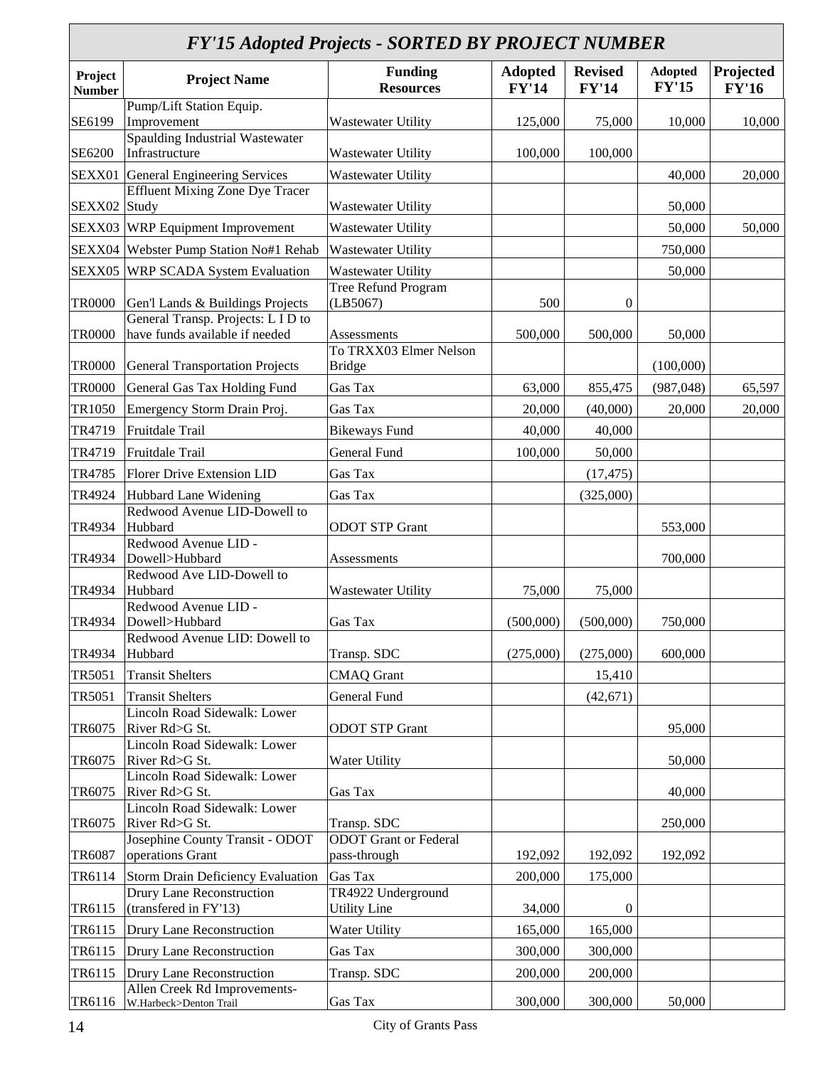## FY'15 Adopted Projects - SORTED BY PROJECT NUMBER

| Project Number | Project Name | Funding Resources | Adopted FY'14 | Revised FY'14 | Adopted FY'15 | Projected FY'16 |
|---|---|---|---|---|---|---|
| SE6199 | Pump/Lift Station Equip. Improvement | Wastewater Utility | 125,000 | 75,000 | 10,000 | 10,000 |
| SE6200 | Spaulding Industrial Wastewater Infrastructure | Wastewater Utility | 100,000 | 100,000 | | |
| SEXX01 | General Engineering Services | Wastewater Utility | | | 40,000 | 20,000 |
| SEXX02 | Effluent Mixing Zone Dye Tracer Study | Wastewater Utility | | | 50,000 | |
| SEXX03 | WRP Equipment Improvement | Wastewater Utility | | | 50,000 | 50,000 |
| SEXX04 | Webster Pump Station No#1 Rehab | Wastewater Utility | | | 750,000 | |
| SEXX05 | WRP SCADA System Evaluation | Wastewater Utility | | | 50,000 | |
| TR0000 | Gen'l Lands & Buildings Projects | Tree Refund Program (LB5067) | 500 | 0 | | |
| TR0000 | General Transp. Projects: L I D to have funds available if needed | Assessments | 500,000 | 500,000 | 50,000 | |
| TR0000 | General Transportation Projects | To TRXX03 Elmer Nelson Bridge | | | (100,000) | |
| TR0000 | General Gas Tax Holding Fund | Gas Tax | 63,000 | 855,475 | (987,048) | 65,597 |
| TR1050 | Emergency Storm Drain Proj. | Gas Tax | 20,000 | (40,000) | 20,000 | 20,000 |
| TR4719 | Fruitdale Trail | Bikeways Fund | 40,000 | 40,000 | | |
| TR4719 | Fruitdale Trail | General Fund | 100,000 | 50,000 | | |
| TR4785 | Florer Drive Extension LID | Gas Tax | | (17,475) | | |
| TR4924 | Hubbard Lane Widening | Gas Tax | | (325,000) | | |
| TR4934 | Redwood Avenue LID-Dowell to Hubbard | ODOT STP Grant | | | 553,000 | |
| TR4934 | Redwood Avenue LID - Dowell>Hubbard | Assessments | | | 700,000 | |
| TR4934 | Redwood Ave LID-Dowell to Hubbard | Wastewater Utility | 75,000 | 75,000 | | |
| TR4934 | Redwood Avenue LID - Dowell>Hubbard | Gas Tax | (500,000) | (500,000) | 750,000 | |
| TR4934 | Redwood Avenue LID: Dowell to Hubbard | Transp. SDC | (275,000) | (275,000) | 600,000 | |
| TR5051 | Transit Shelters | CMAQ Grant | | 15,410 | | |
| TR5051 | Transit Shelters | General Fund | | (42,671) | | |
| TR6075 | Lincoln Road Sidewalk: Lower River Rd>G St. | ODOT STP Grant | | | 95,000 | |
| TR6075 | Lincoln Road Sidewalk: Lower River Rd>G St. | Water Utility | | | 50,000 | |
| TR6075 | Lincoln Road Sidewalk: Lower River Rd>G St. | Gas Tax | | | 40,000 | |
| TR6075 | Lincoln Road Sidewalk: Lower River Rd>G St. | Transp. SDC | | | 250,000 | |
| TR6087 | Josephine County Transit - ODOT operations Grant | ODOT Grant or Federal pass-through | 192,092 | 192,092 | 192,092 | |
| TR6114 | Storm Drain Deficiency Evaluation | Gas Tax | 200,000 | 175,000 | | |
| TR6115 | Drury Lane Reconstruction (transfered in FY'13) | TR4922 Underground Utility Line | 34,000 | 0 | | |
| TR6115 | Drury Lane Reconstruction | Water Utility | 165,000 | 165,000 | | |
| TR6115 | Drury Lane Reconstruction | Gas Tax | 300,000 | 300,000 | | |
| TR6115 | Drury Lane Reconstruction | Transp. SDC | 200,000 | 200,000 | | |
| TR6116 | Allen Creek Rd Improvements-W.Harbeck>Denton Trail | Gas Tax | 300,000 | 300,000 | 50,000 | |

City of Grants Pass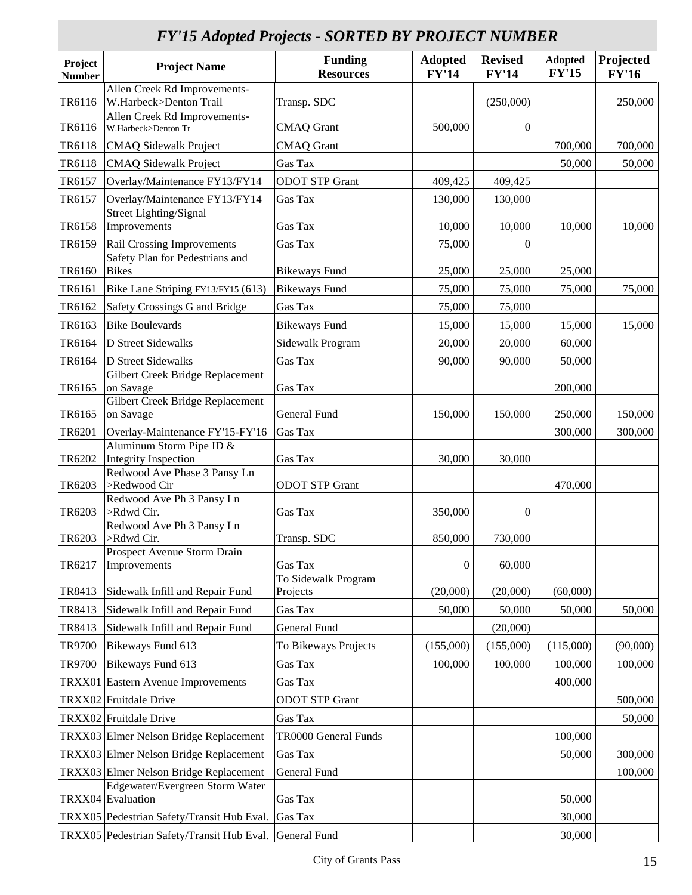| *FY'15 Adopted Projects - SORTED BY PROJECT NUMBER* | | | | | | |
|---|---|---|---|---|---|---|
| **Project Number** | **Project Name** | **Funding Resources** | **Adopted FY'14** | **Revised FY'14** | **Adopted FY'15** | **Projected FY'16** |
| TR6116 | Allen Creek Rd Improvements-W.Harbeck>Denton Trail | Transp. SDC | | (250,000) | | 250,000 |
| TR6116 | Allen Creek Rd Improvements-W.Harbeck>Denton Tr | CMAQ Grant | 500,000 | 0 | | |
| TR6118 | CMAQ Sidewalk Project | CMAQ Grant | | | 700,000 | 700,000 |
| TR6118 | CMAQ Sidewalk Project | Gas Tax | | | 50,000 | 50,000 |
| TR6157 | Overlay/Maintenance FY13/FY14 | ODOT STP Grant | 409,425 | 409,425 | | |
| TR6157 | Overlay/Maintenance FY13/FY14 | Gas Tax | 130,000 | 130,000 | | |
| TR6158 | Street Lighting/Signal Improvements | Gas Tax | 10,000 | 10,000 | 10,000 | 10,000 |
| TR6159 | Rail Crossing Improvements | Gas Tax | 75,000 | 0 | | |
| TR6160 | Safety Plan for Pedestrians and Bikes | Bikeways Fund | 25,000 | 25,000 | 25,000 | |
| TR6161 | Bike Lane Striping FY13/FY15 (613) | Bikeways Fund | 75,000 | 75,000 | 75,000 | 75,000 |
| TR6162 | Safety Crossings G and Bridge | Gas Tax | 75,000 | 75,000 | | |
| TR6163 | Bike Boulevards | Bikeways Fund | 15,000 | 15,000 | 15,000 | 15,000 |
| TR6164 | D Street Sidewalks | Sidewalk Program | 20,000 | 20,000 | 60,000 | |
| TR6164 | D Street Sidewalks | Gas Tax | 90,000 | 90,000 | 50,000 | |
| TR6165 | Gilbert Creek Bridge Replacement on Savage | Gas Tax | | | 200,000 | |
| TR6165 | Gilbert Creek Bridge Replacement on Savage | General Fund | 150,000 | 150,000 | 250,000 | 150,000 |
| TR6201 | Overlay-Maintenance FY'15-FY'16 | Gas Tax | | | 300,000 | 300,000 |
| TR6202 | Aluminum Storm Pipe ID & Integrity Inspection | Gas Tax | 30,000 | 30,000 | | |
| TR6203 | Redwood Ave Phase 3 Pansy Ln >Redwood Cir | ODOT STP Grant | | | 470,000 | |
| TR6203 | Redwood Ave Ph 3 Pansy Ln >Rdwd Cir. | Gas Tax | 350,000 | 0 | | |
| TR6203 | Redwood Ave Ph 3 Pansy Ln >Rdwd Cir. | Transp. SDC | 850,000 | 730,000 | | |
| TR6217 | Prospect Avenue Storm Drain Improvements | Gas Tax | 0 | 60,000 | | |
| TR8413 | Sidewalk Infill and Repair Fund | To Sidewalk Program Projects | (20,000) | (20,000) | (60,000) | |
| TR8413 | Sidewalk Infill and Repair Fund | Gas Tax | 50,000 | 50,000 | 50,000 | 50,000 |
| TR8413 | Sidewalk Infill and Repair Fund | General Fund | | (20,000) | | |
| TR9700 | Bikeways Fund 613 | To Bikeways Projects | (155,000) | (155,000) | (115,000) | (90,000) |
| TR9700 | Bikeways Fund 613 | Gas Tax | 100,000 | 100,000 | 100,000 | 100,000 |
| TRXX01 | Eastern Avenue Improvements | Gas Tax | | | 400,000 | |
| TRXX02 | Fruitdale Drive | ODOT STP Grant | | | | 500,000 |
| TRXX02 | Fruitdale Drive | Gas Tax | | | | 50,000 |
| TRXX03 | Elmer Nelson Bridge Replacement | TR0000 General Funds | | | 100,000 | |
| TRXX03 | Elmer Nelson Bridge Replacement | Gas Tax | | | 50,000 | 300,000 |
| TRXX03 | Elmer Nelson Bridge Replacement | General Fund | | | | 100,000 |
| TRXX04 | Edgewater/Evergreen Storm Water Evaluation | Gas Tax | | | 50,000 | |
| TRXX05 | Pedestrian Safety/Transit Hub Eval. | Gas Tax | | | 30,000 | |
| TRXX05 | Pedestrian Safety/Transit Hub Eval. | General Fund | | | 30,000 | |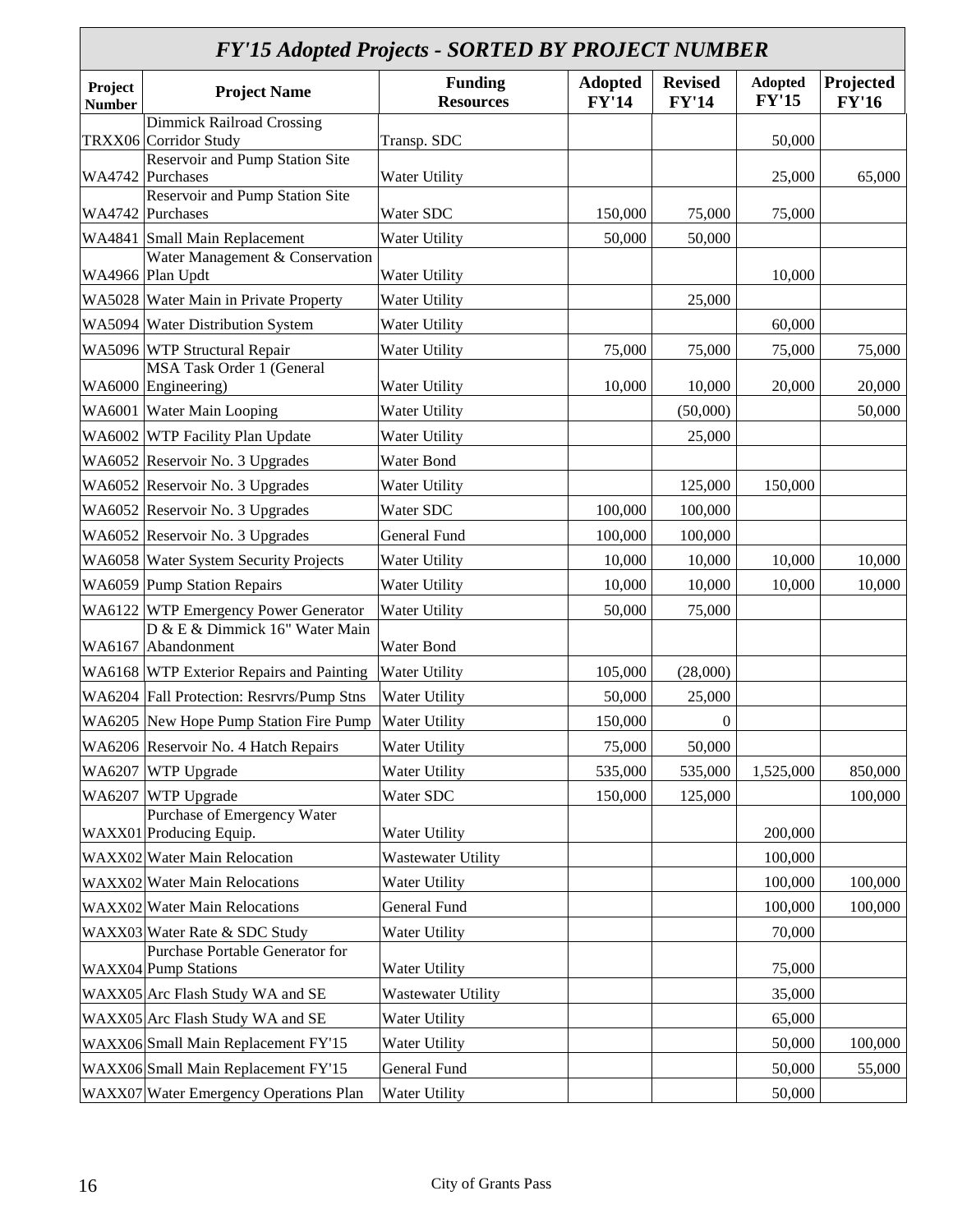| *FY'15 Adopted Projects - SORTED BY PROJECT NUMBER* | | | | | | |
|---|---|---|---|---|---|---|
| **Project Number** | **Project Name** | **Funding Resources** | **Adopted FY'14** | **Revised FY'14** | **Adopted FY'15** | **Projected FY'16** |
| TRXX06 | Dimmick Railroad Crossing Corridor Study | Transp. SDC | | | 50,000 | |
| WA4742 | Reservoir and Pump Station Site Purchases | Water Utility | | | 25,000 | 65,000 |
| WA4742 | Reservoir and Pump Station Site Purchases | Water SDC | 150,000 | 75,000 | 75,000 | |
| WA4841 | Small Main Replacement | Water Utility | 50,000 | 50,000 | | |
| WA4966 | Water Management & Conservation Plan Updt | Water Utility | | | 10,000 | |
| WA5028 | Water Main in Private Property | Water Utility | | 25,000 | | |
| WA5094 | Water Distribution System | Water Utility | | | 60,000 | |
| WA5096 | WTP Structural Repair | Water Utility | 75,000 | 75,000 | 75,000 | 75,000 |
| WA6000 | MSA Task Order 1 (General Engineering) | Water Utility | 10,000 | 10,000 | 20,000 | 20,000 |
| WA6001 | Water Main Looping | Water Utility | | (50,000) | | 50,000 |
| WA6002 | WTP Facility Plan Update | Water Utility | | 25,000 | | |
| WA6052 | Reservoir No. 3 Upgrades | Water Bond | | | | |
| WA6052 | Reservoir No. 3 Upgrades | Water Utility | | 125,000 | 150,000 | |
| WA6052 | Reservoir No. 3 Upgrades | Water SDC | 100,000 | 100,000 | | |
| WA6052 | Reservoir No. 3 Upgrades | General Fund | 100,000 | 100,000 | | |
| WA6058 | Water System Security Projects | Water Utility | 10,000 | 10,000 | 10,000 | 10,000 |
| WA6059 | Pump Station Repairs | Water Utility | 10,000 | 10,000 | 10,000 | 10,000 |
| WA6122 | WTP Emergency Power Generator | Water Utility | 50,000 | 75,000 | | |
| WA6167 | D & E & Dimmick 16" Water Main Abandonment | Water Bond | | | | |
| WA6168 | WTP Exterior Repairs and Painting | Water Utility | 105,000 | (28,000) | | |
| WA6204 | Fall Protection: Resrvrs/Pump Stns | Water Utility | 50,000 | 25,000 | | |
| WA6205 | New Hope Pump Station Fire Pump | Water Utility | 150,000 | 0 | | |
| WA6206 | Reservoir No. 4 Hatch Repairs | Water Utility | 75,000 | 50,000 | | |
| WA6207 | WTP Upgrade | Water Utility | 535,000 | 535,000 | 1,525,000 | 850,000 |
| WA6207 | WTP Upgrade | Water SDC | 150,000 | 125,000 | | 100,000 |
| WAXX01 | Purchase of Emergency Water Producing Equip. | Water Utility | | | 200,000 | |
| WAXX02 | Water Main Relocation | Wastewater Utility | | | 100,000 | |
| WAXX02 | Water Main Relocations | Water Utility | | | 100,000 | 100,000 |
| WAXX02 | Water Main Relocations | General Fund | | | 100,000 | 100,000 |
| WAXX03 | Water Rate & SDC Study | Water Utility | | | 70,000 | |
| WAXX04 | Purchase Portable Generator for Pump Stations | Water Utility | | | 75,000 | |
| WAXX05 | Arc Flash Study WA and SE | Wastewater Utility | | | 35,000 | |
| WAXX05 | Arc Flash Study WA and SE | Water Utility | | | 65,000 | |
| WAXX06 | Small Main Replacement FY'15 | Water Utility | | | 50,000 | 100,000 |
| WAXX06 | Small Main Replacement FY'15 | General Fund | | | 50,000 | 55,000 |
| WAXX07 | Water Emergency Operations Plan | Water Utility | | | 50,000 | |

City of Grants Pass